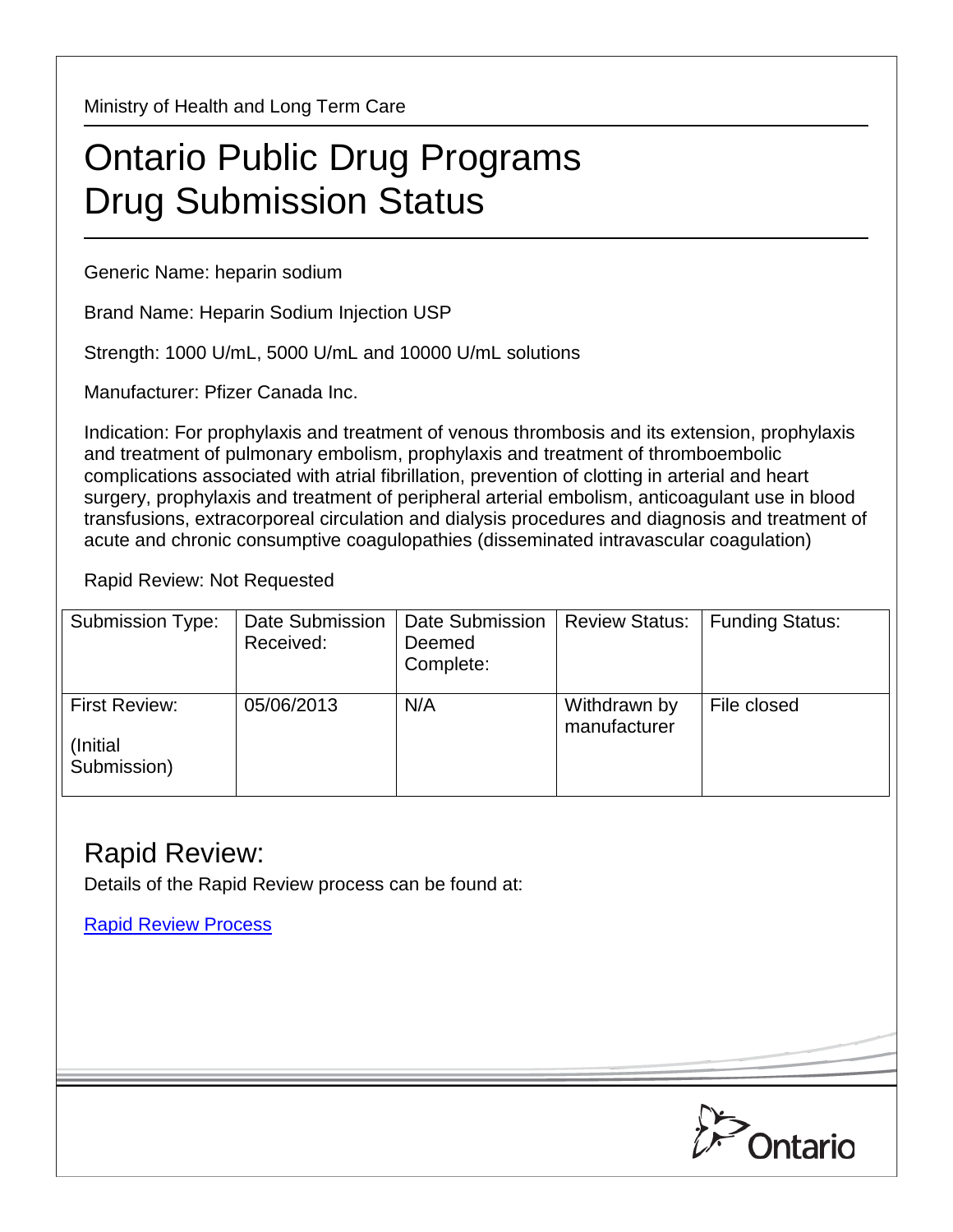Ministry of Health and Long Term Care

# Ontario Public Drug Programs Drug Submission Status

Generic Name: heparin sodium

Brand Name: Heparin Sodium Injection USP

Strength: 1000 U/mL, 5000 U/mL and 10000 U/mL solutions

Manufacturer: Pfizer Canada Inc.

Indication: For prophylaxis and treatment of venous thrombosis and its extension, prophylaxis and treatment of pulmonary embolism, prophylaxis and treatment of thromboembolic complications associated with atrial fibrillation, prevention of clotting in arterial and heart surgery, prophylaxis and treatment of peripheral arterial embolism, anticoagulant use in blood transfusions, extracorporeal circulation and dialysis procedures and diagnosis and treatment of acute and chronic consumptive coagulopathies (disseminated intravascular coagulation)

Rapid Review: Not Requested

| Submission Type: | Date Submission Received: | Date Submission Deemed Complete: | Review Status: | Funding Status: |
|---|---|---|---|---|
| First Review: (Initial Submission) | 05/06/2013 | N/A | Withdrawn by manufacturer | File closed |

## Rapid Review:

Details of the Rapid Review process can be found at:

[Rapid Review Process]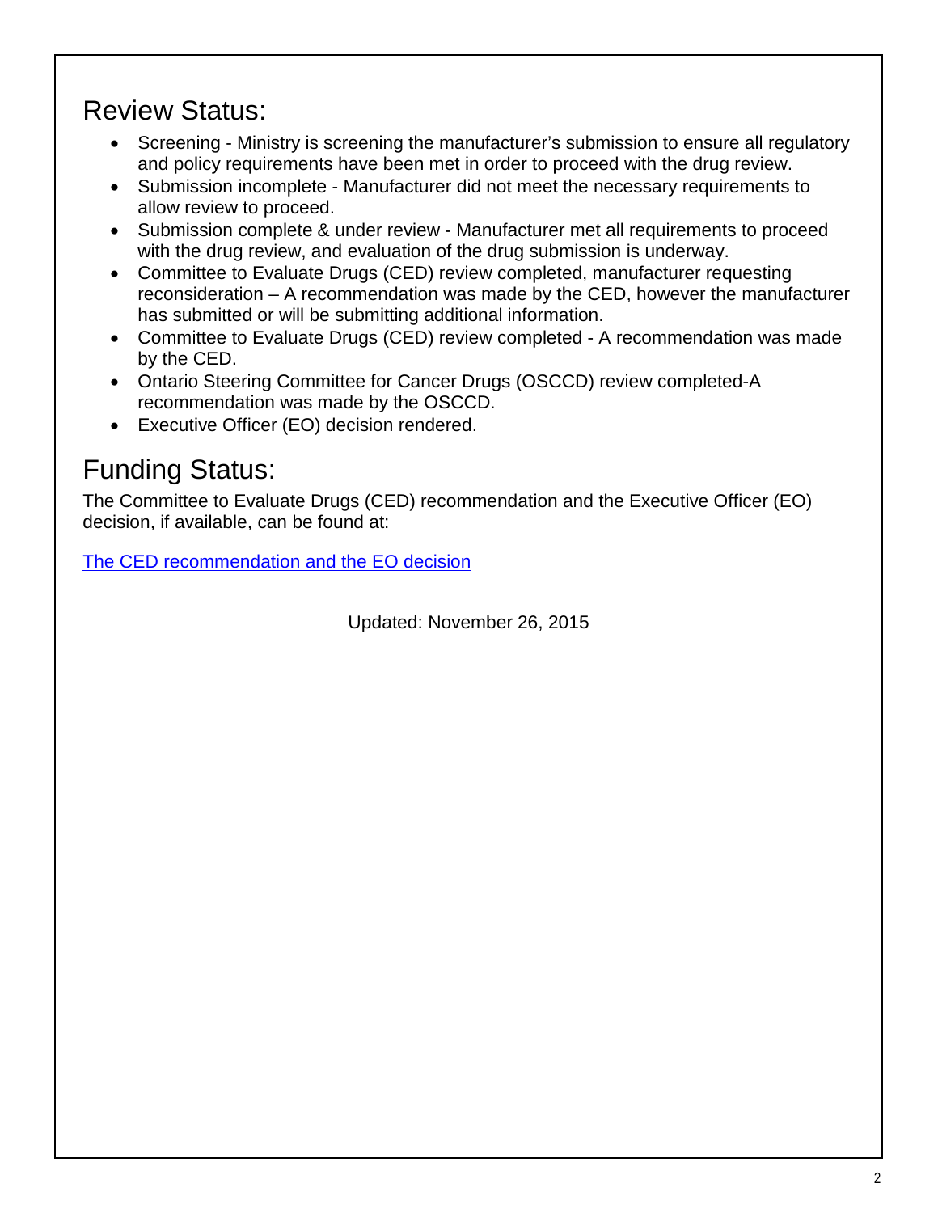## Review Status:

- Screening - Ministry is screening the manufacturer's submission to ensure all regulatory and policy requirements have been met in order to proceed with the drug review.
- Submission incomplete - Manufacturer did not meet the necessary requirements to allow review to proceed.
- Submission complete & under review - Manufacturer met all requirements to proceed with the drug review, and evaluation of the drug submission is underway.
- Committee to Evaluate Drugs (CED) review completed, manufacturer requesting reconsideration – A recommendation was made by the CED, however the manufacturer has submitted or will be submitting additional information.
- Committee to Evaluate Drugs (CED) review completed - A recommendation was made by the CED.
- Ontario Steering Committee for Cancer Drugs (OSCCD) review completed-A recommendation was made by the OSCCD.
- Executive Officer (EO) decision rendered.

## Funding Status:

The Committee to Evaluate Drugs (CED) recommendation and the Executive Officer (EO) decision, if available, can be found at:

The CED recommendation and the EO decision

Updated: November 26, 2015